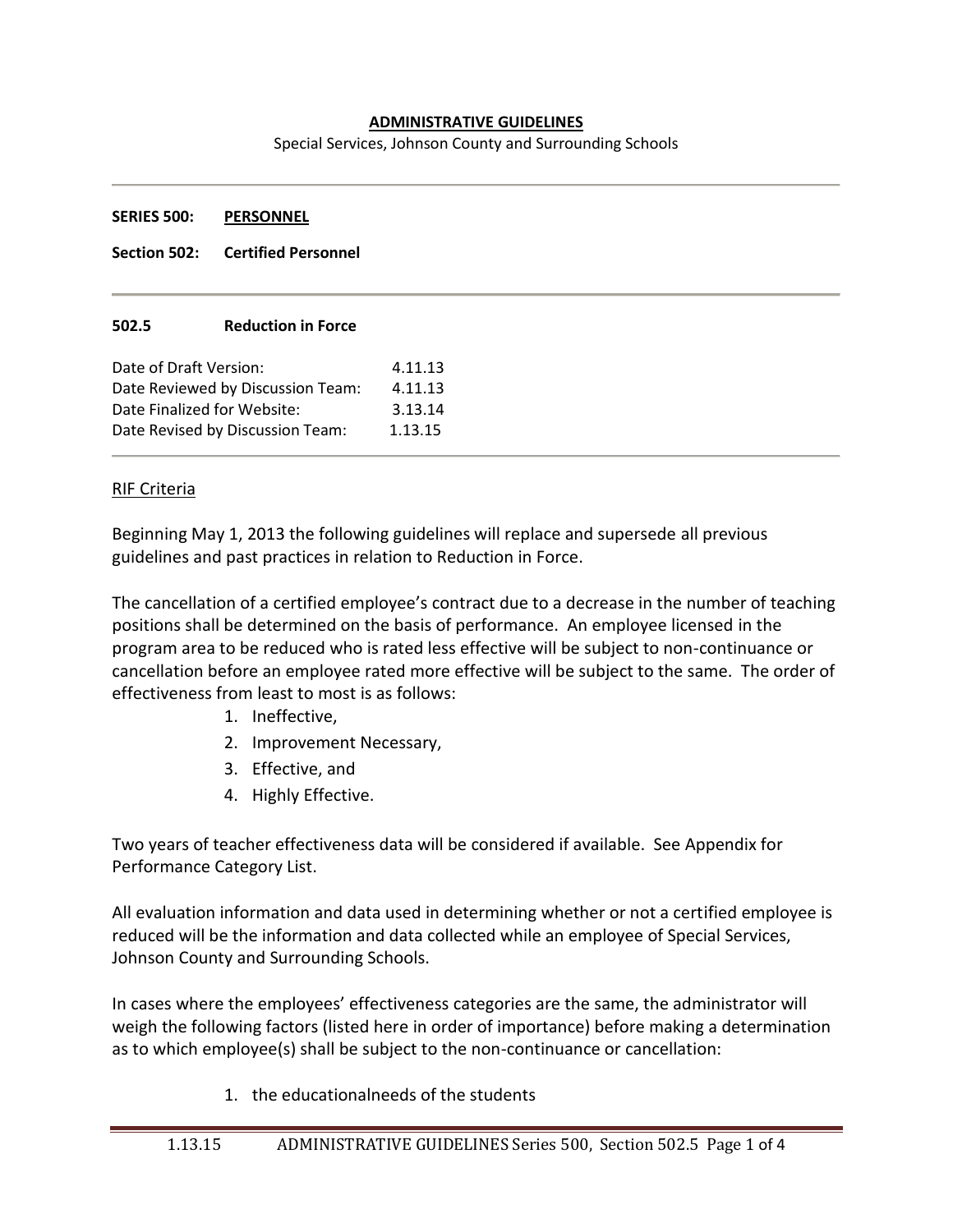**ADMINISTRATIVE GUIDELINES**

Special Services, Johnson County and Surrounding Schools

---

**SERIES 500: PERSONNEL**

**Section 502: Certified Personnel**

---

**502.5 Reduction in Force**

| | |
|---|---|
| Date of Draft Version: | 4.11.13 |
| Date Reviewed by Discussion Team: | 4.11.13 |
| Date Finalized for Website: | 3.13.14 |
| Date Revised by Discussion Team: | 1.13.15 |

---

RIF Criteria

Beginning May 1, 2013 the following guidelines will replace and supersede all previous guidelines and past practices in relation to Reduction in Force.

The cancellation of a certified employee's contract due to a decrease in the number of teaching positions shall be determined on the basis of performance. An employee licensed in the program area to be reduced who is rated less effective will be subject to non-continuance or cancellation before an employee rated more effective will be subject to the same. The order of effectiveness from least to most is as follows:

1. Ineffective,
2. Improvement Necessary,
3. Effective, and
4. Highly Effective.

Two years of teacher effectiveness data will be considered if available. See Appendix for Performance Category List.

All evaluation information and data used in determining whether or not a certified employee is reduced will be the information and data collected while an employee of Special Services, Johnson County and Surrounding Schools.

In cases where the employees' effectiveness categories are the same, the administrator will weigh the following factors (listed here in order of importance) before making a determination as to which employee(s) shall be subject to the non-continuance or cancellation:

1. the educationalneeds of the students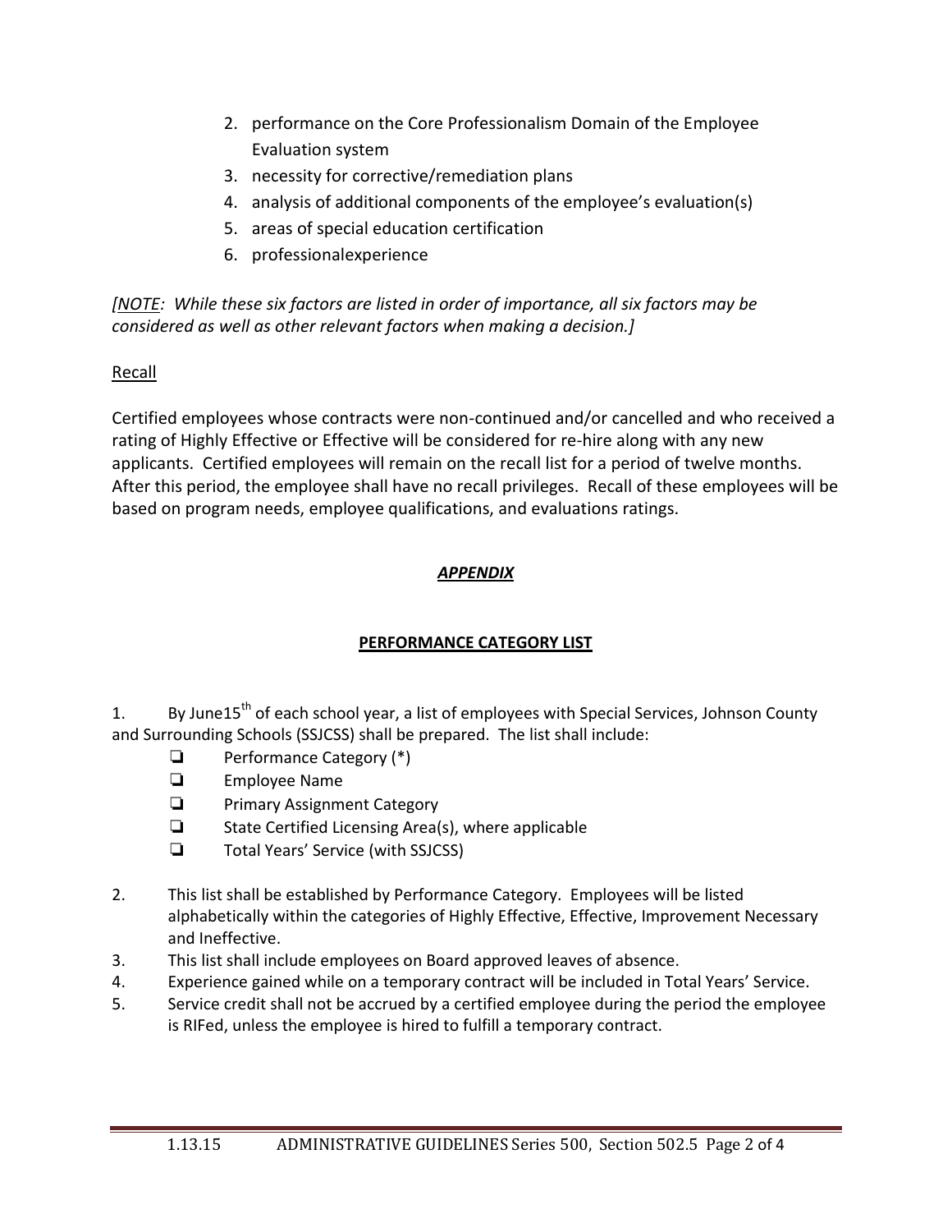2. performance on the Core Professionalism Domain of the Employee Evaluation system
3. necessity for corrective/remediation plans
4. analysis of additional components of the employee's evaluation(s)
5. areas of special education certification
6. professionalexperience

*[<u>NOTE</u>: While these six factors are listed in order of importance, all six factors may be considered as well as other relevant factors when making a decision.]*

<u>Recall</u>

Certified employees whose contracts were non-continued and/or cancelled and who received a rating of Highly Effective or Effective will be considered for re-hire along with any new applicants. Certified employees will remain on the recall list for a period of twelve months. After this period, the employee shall have no recall privileges. Recall of these employees will be based on program needs, employee qualifications, and evaluations ratings.

## ***<u>APPENDIX</u>***

## <u>PERFORMANCE CATEGORY LIST</u>

1. By June15th of each school year, a list of employees with Special Services, Johnson County and Surrounding Schools (SSJCSS) shall be prepared. The list shall include:
   - ❏ Performance Category (*)
   - ❏ Employee Name
   - ❏ Primary Assignment Category
   - ❏ State Certified Licensing Area(s), where applicable
   - ❏ Total Years' Service (with SSJCSS)
2. This list shall be established by Performance Category. Employees will be listed alphabetically within the categories of Highly Effective, Effective, Improvement Necessary and Ineffective.
3. This list shall include employees on Board approved leaves of absence.
4. Experience gained while on a temporary contract will be included in Total Years' Service.
5. Service credit shall not be accrued by a certified employee during the period the employee is RIFed, unless the employee is hired to fulfill a temporary contract.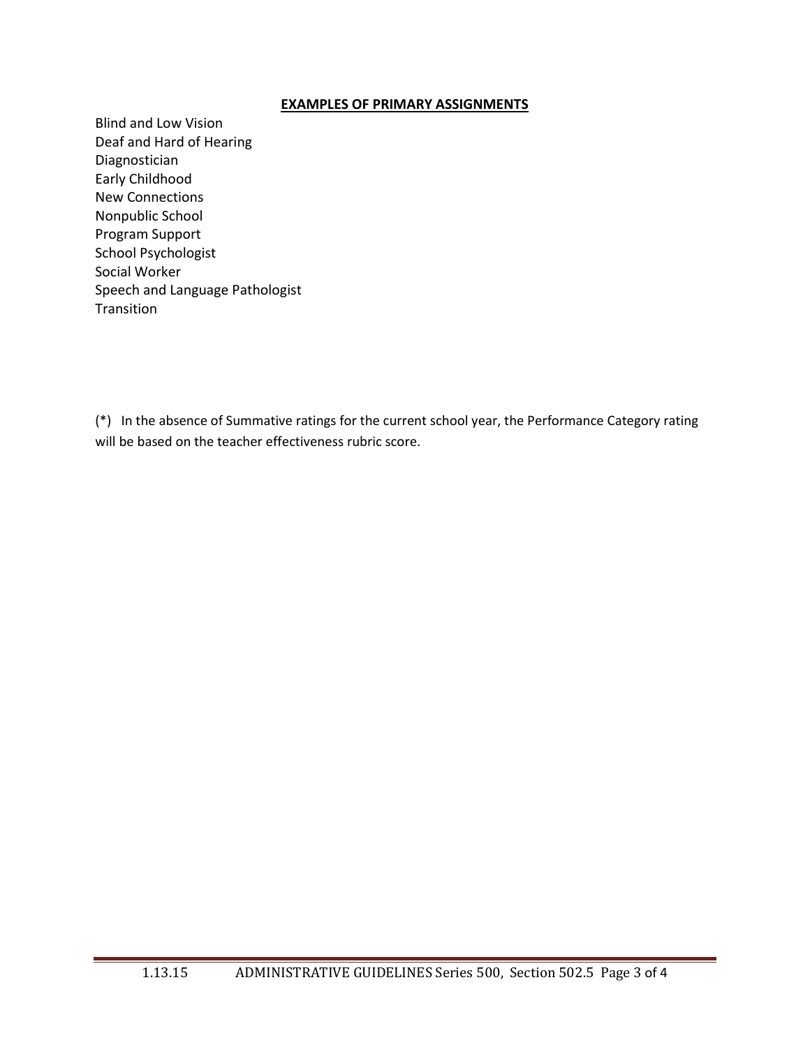**EXAMPLES OF PRIMARY ASSIGNMENTS**

Blind and Low Vision
Deaf and Hard of Hearing
Diagnostician
Early Childhood
New Connections
Nonpublic School
Program Support
School Psychologist
Social Worker
Speech and Language Pathologist
Transition

(*) In the absence of Summative ratings for the current school year, the Performance Category rating will be based on the teacher effectiveness rubric score.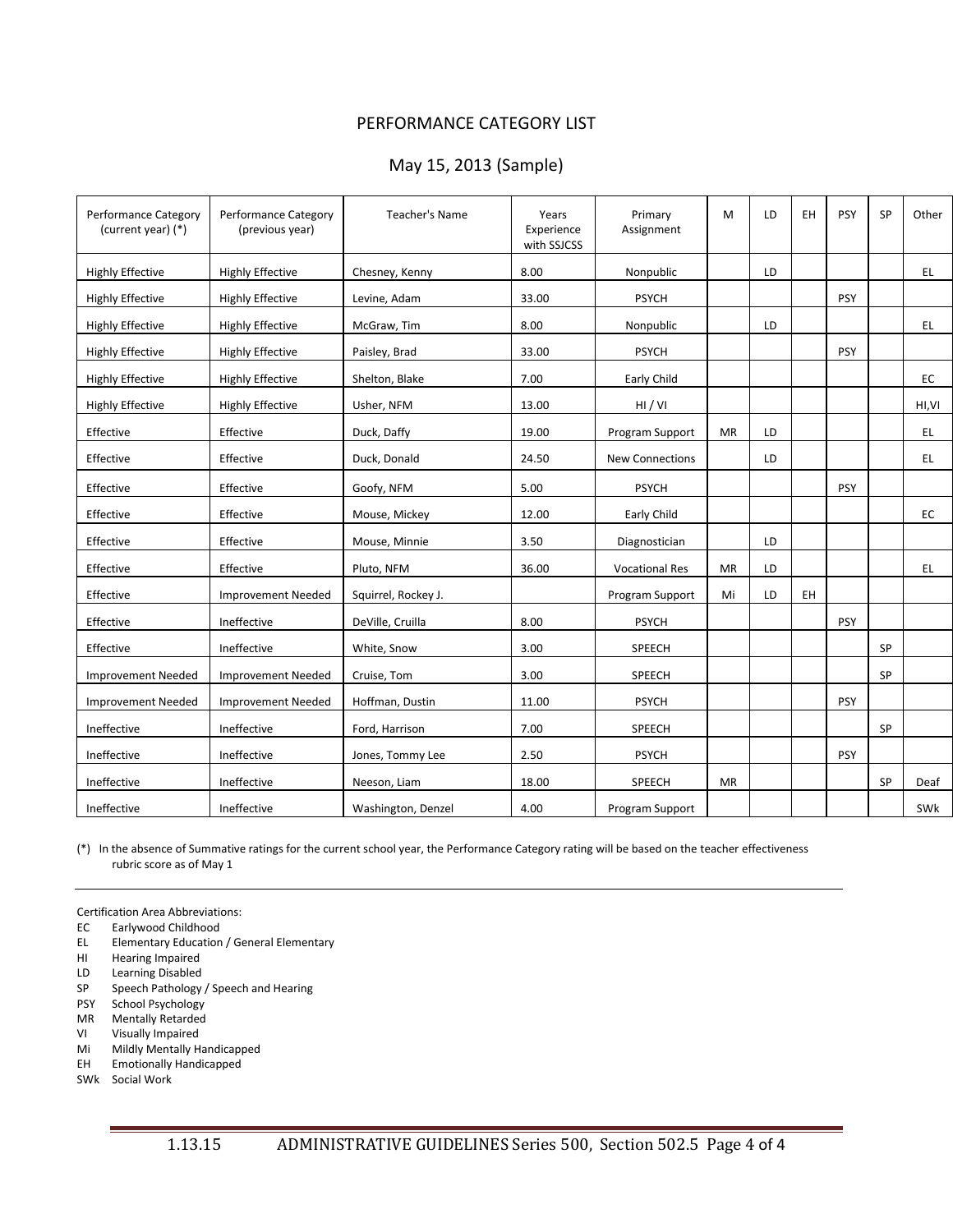# PERFORMANCE CATEGORY LIST

## May 15, 2013 (Sample)

| Performance Category (current year) (*) | Performance Category (previous year) | Teacher's Name | Years Experience with SSJCSS | Primary Assignment | M | LD | EH | PSY | SP | Other |
|---|---|---|---|---|---|---|---|---|---|---|
| Highly Effective | Highly Effective | Chesney, Kenny | 8.00 | Nonpublic | | LD | | | | EL |
| Highly Effective | Highly Effective | Levine, Adam | 33.00 | PSYCH | | | | PSY | | |
| Highly Effective | Highly Effective | McGraw, Tim | 8.00 | Nonpublic | | LD | | | | EL |
| Highly Effective | Highly Effective | Paisley, Brad | 33.00 | PSYCH | | | | PSY | | |
| Highly Effective | Highly Effective | Shelton, Blake | 7.00 | Early Child | | | | | | EC |
| Highly Effective | Highly Effective | Usher, NFM | 13.00 | HI / VI | | | | | | HI,VI |
| Effective | Effective | Duck, Daffy | 19.00 | Program Support | MR | LD | | | | EL |
| Effective | Effective | Duck, Donald | 24.50 | New Connections | | LD | | | | EL |
| Effective | Effective | Goofy, NFM | 5.00 | PSYCH | | | | PSY | | |
| Effective | Effective | Mouse, Mickey | 12.00 | Early Child | | | | | | EC |
| Effective | Effective | Mouse, Minnie | 3.50 | Diagnostician | | LD | | | | |
| Effective | Effective | Pluto, NFM | 36.00 | Vocational Res | MR | LD | | | | EL |
| Effective | Improvement Needed | Squirrel, Rockey J. | | Program Support | Mi | LD | EH | | | |
| Effective | Ineffective | DeVille, Cruilla | 8.00 | PSYCH | | | | PSY | | |
| Effective | Ineffective | White, Snow | 3.00 | SPEECH | | | | | SP | |
| Improvement Needed | Improvement Needed | Cruise, Tom | 3.00 | SPEECH | | | | | SP | |
| Improvement Needed | Improvement Needed | Hoffman, Dustin | 11.00 | PSYCH | | | | PSY | | |
| Ineffective | Ineffective | Ford, Harrison | 7.00 | SPEECH | | | | | SP | |
| Ineffective | Ineffective | Jones, Tommy Lee | 2.50 | PSYCH | | | | PSY | | |
| Ineffective | Ineffective | Neeson, Liam | 18.00 | SPEECH | MR | | | | SP | Deaf |
| Ineffective | Ineffective | Washington, Denzel | 4.00 | Program Support | | | | | | SWk |

(*) In the absence of Summative ratings for the current school year, the Performance Category rating will be based on the teacher effectiveness rubric score as of May 1

---

Certification Area Abbreviations:

- EC Earlywood Childhood
- EL Elementary Education / General Elementary
- HI Hearing Impaired
- LD Learning Disabled
- SP Speech Pathology / Speech and Hearing
- PSY School Psychology
- MR Mentally Retarded
- VI Visually Impaired
- Mi Mildly Mentally Handicapped
- EH Emotionally Handicapped
- SWk Social Work